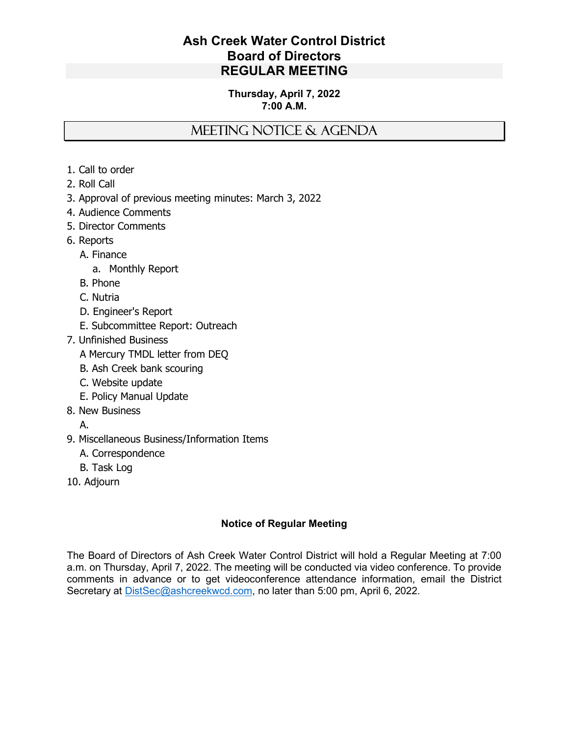# Ash Creek Water Control District
# Board of Directors
# REGULAR MEETING

**Thursday, April 7, 2022**
**7:00 A.M.**

## MEETING NOTICE & AGENDA

1. Call to order
2. Roll Call
3. Approval of previous meeting minutes: March 3, 2022
4. Audience Comments
5. Director Comments
6. Reports
   - A. Finance
     - a. Monthly Report
   - B. Phone
   - C. Nutria
   - D. Engineer's Report
   - E. Subcommittee Report: Outreach
7. Unfinished Business
   - A Mercury TMDL letter from DEQ
   - B. Ash Creek bank scouring
   - C. Website update
   - E. Policy Manual Update
8. New Business
   - A.
9. Miscellaneous Business/Information Items
   - A. Correspondence
   - B. Task Log
10. Adjourn

**Notice of Regular Meeting**

The Board of Directors of Ash Creek Water Control District will hold a Regular Meeting at 7:00 a.m. on Thursday, April 7, 2022. The meeting will be conducted via video conference. To provide comments in advance or to get videoconference attendance information, email the District Secretary at DistSec@ashcreekwcd.com, no later than 5:00 pm, April 6, 2022.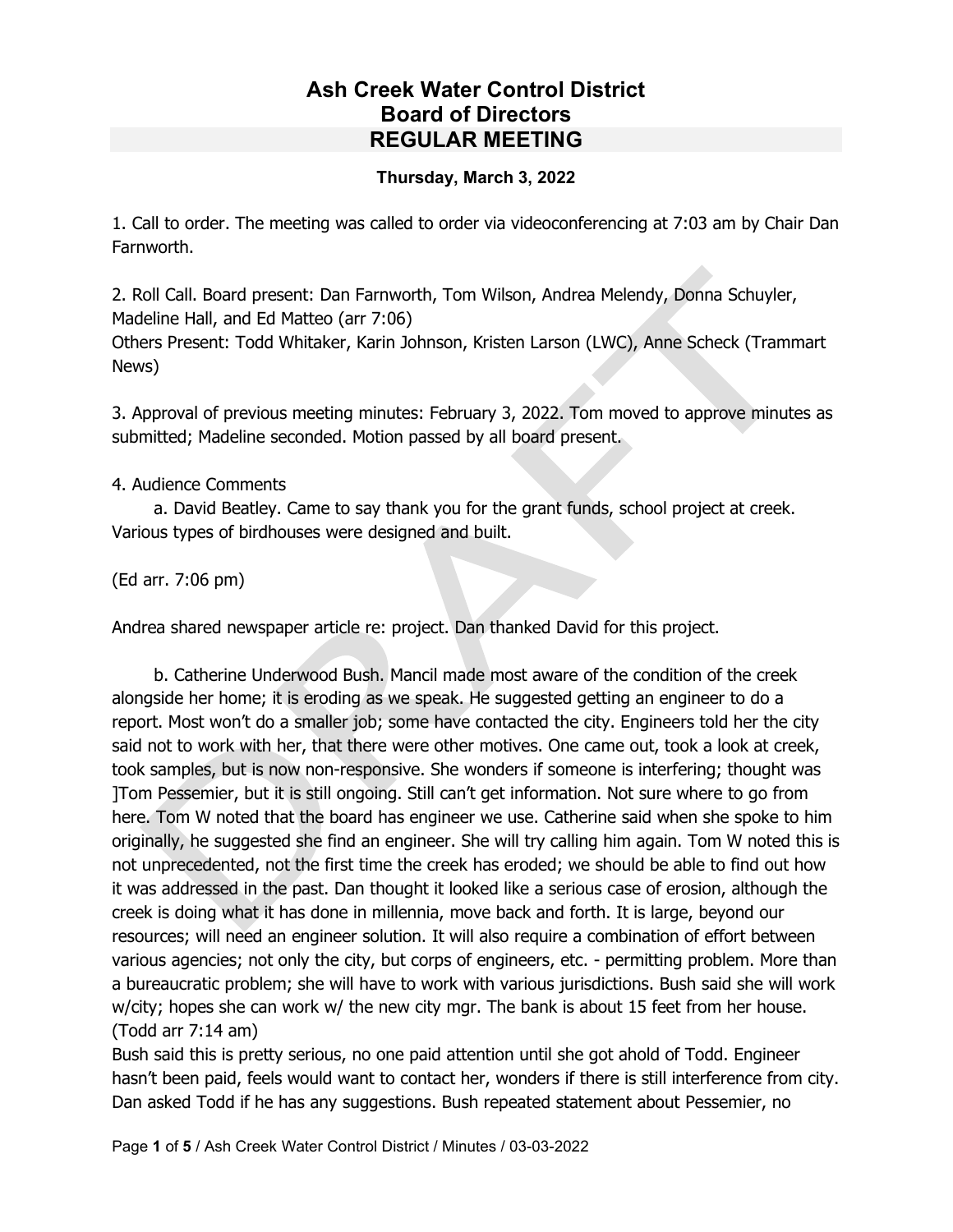# Ash Creek Water Control District
# Board of Directors
# REGULAR MEETING

**Thursday, March 3, 2022**

1. Call to order. The meeting was called to order via videoconferencing at 7:03 am by Chair Dan Farnworth.

2. Roll Call. Board present: Dan Farnworth, Tom Wilson, Andrea Melendy, Donna Schuyler, Madeline Hall, and Ed Matteo (arr 7:06)
Others Present: Todd Whitaker, Karin Johnson, Kristen Larson (LWC), Anne Scheck (Trammart News)

3. Approval of previous meeting minutes: February 3, 2022. Tom moved to approve minutes as submitted; Madeline seconded. Motion passed by all board present.

4. Audience Comments

a. David Beatley. Came to say thank you for the grant funds, school project at creek. Various types of birdhouses were designed and built.

(Ed arr. 7:06 pm)

Andrea shared newspaper article re: project. Dan thanked David for this project.

b. Catherine Underwood Bush. Mancil made most aware of the condition of the creek alongside her home; it is eroding as we speak. He suggested getting an engineer to do a report. Most won't do a smaller job; some have contacted the city. Engineers told her the city said not to work with her, that there were other motives. One came out, took a look at creek, took samples, but is now non-responsive. She wonders if someone is interfering; thought was ]Tom Pessemier, but it is still ongoing. Still can't get information. Not sure where to go from here. Tom W noted that the board has engineer we use. Catherine said when she spoke to him originally, he suggested she find an engineer. She will try calling him again. Tom W noted this is not unprecedented, not the first time the creek has eroded; we should be able to find out how it was addressed in the past. Dan thought it looked like a serious case of erosion, although the creek is doing what it has done in millennia, move back and forth. It is large, beyond our resources; will need an engineer solution. It will also require a combination of effort between various agencies; not only the city, but corps of engineers, etc. - permitting problem. More than a bureaucratic problem; she will have to work with various jurisdictions. Bush said she will work w/city; hopes she can work w/ the new city mgr. The bank is about 15 feet from her house. (Todd arr 7:14 am)
Bush said this is pretty serious, no one paid attention until she got ahold of Todd. Engineer hasn't been paid, feels would want to contact her, wonders if there is still interference from city. Dan asked Todd if he has any suggestions. Bush repeated statement about Pessemier, no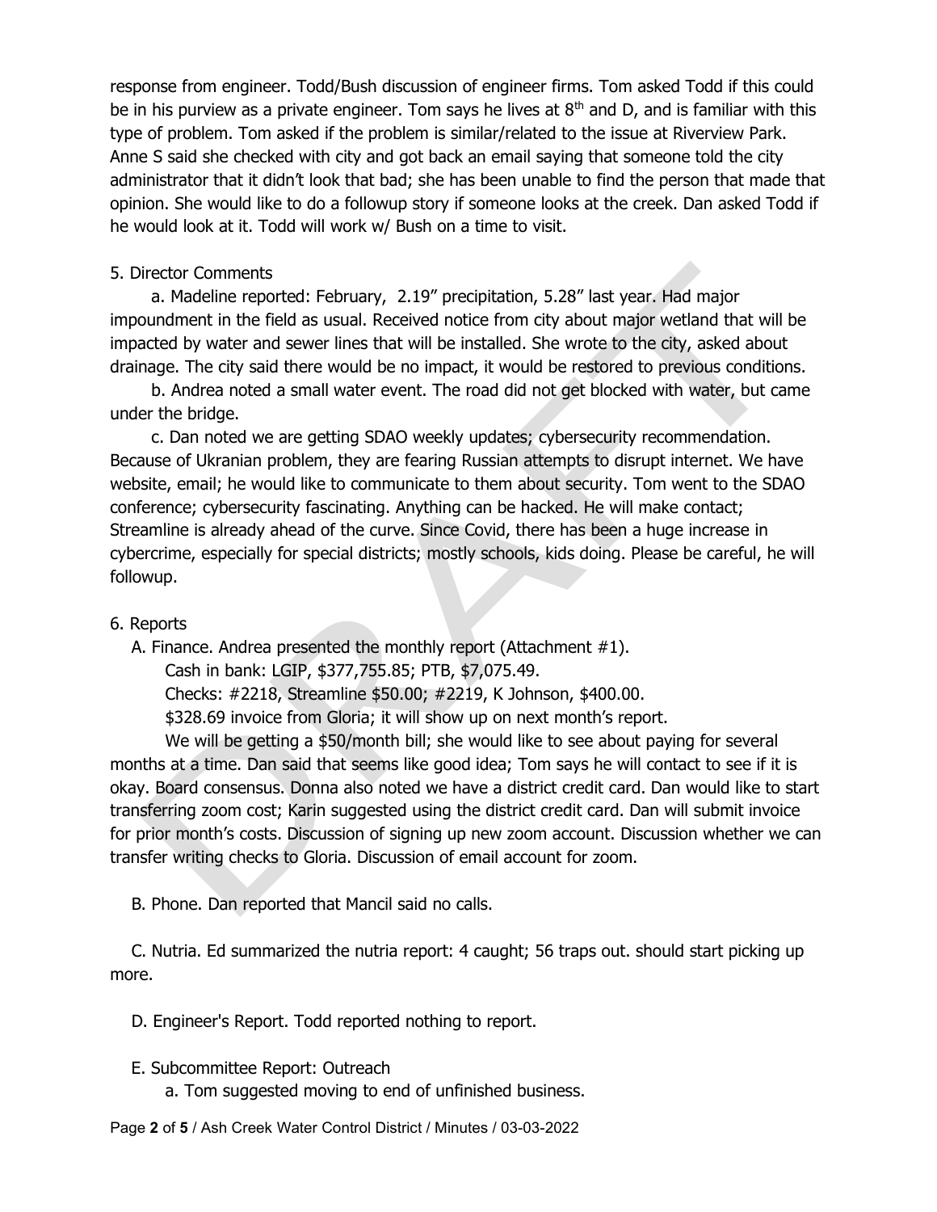response from engineer. Todd/Bush discussion of engineer firms. Tom asked Todd if this could be in his purview as a private engineer. Tom says he lives at 8th and D, and is familiar with this type of problem. Tom asked if the problem is similar/related to the issue at Riverview Park. Anne S said she checked with city and got back an email saying that someone told the city administrator that it didn't look that bad; she has been unable to find the person that made that opinion. She would like to do a followup story if someone looks at the creek. Dan asked Todd if he would look at it. Todd will work w/ Bush on a time to visit.

5. Director Comments

a. Madeline reported: February, 2.19" precipitation, 5.28" last year. Had major impoundment in the field as usual. Received notice from city about major wetland that will be impacted by water and sewer lines that will be installed. She wrote to the city, asked about drainage. The city said there would be no impact, it would be restored to previous conditions.

b. Andrea noted a small water event. The road did not get blocked with water, but came under the bridge.

c. Dan noted we are getting SDAO weekly updates; cybersecurity recommendation. Because of Ukranian problem, they are fearing Russian attempts to disrupt internet. We have website, email; he would like to communicate to them about security. Tom went to the SDAO conference; cybersecurity fascinating. Anything can be hacked. He will make contact; Streamline is already ahead of the curve. Since Covid, there has been a huge increase in cybercrime, especially for special districts; mostly schools, kids doing. Please be careful, he will followup.

6. Reports

A. Finance. Andrea presented the monthly report (Attachment #1).

Cash in bank: LGIP, $377,755.85; PTB, $7,075.49.

Checks: #2218, Streamline $50.00; #2219, K Johnson, $400.00.

$328.69 invoice from Gloria; it will show up on next month's report.

We will be getting a $50/month bill; she would like to see about paying for several months at a time. Dan said that seems like good idea; Tom says he will contact to see if it is okay. Board consensus. Donna also noted we have a district credit card. Dan would like to start transferring zoom cost; Karin suggested using the district credit card. Dan will submit invoice for prior month's costs. Discussion of signing up new zoom account. Discussion whether we can transfer writing checks to Gloria. Discussion of email account for zoom.

B. Phone. Dan reported that Mancil said no calls.

C. Nutria. Ed summarized the nutria report: 4 caught; 56 traps out. should start picking up more.

D. Engineer's Report. Todd reported nothing to report.

E. Subcommittee Report: Outreach

a. Tom suggested moving to end of unfinished business.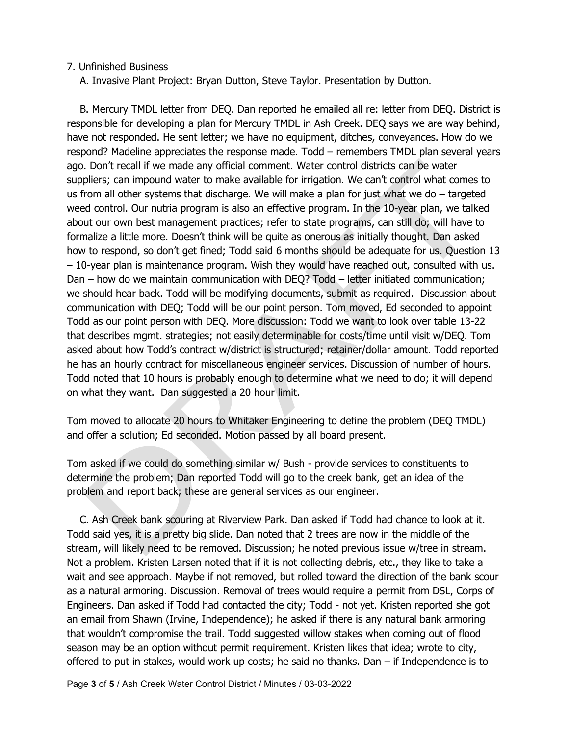7. Unfinished Business

A. Invasive Plant Project: Bryan Dutton, Steve Taylor. Presentation by Dutton.

B. Mercury TMDL letter from DEQ. Dan reported he emailed all re: letter from DEQ. District is responsible for developing a plan for Mercury TMDL in Ash Creek. DEQ says we are way behind, have not responded. He sent letter; we have no equipment, ditches, conveyances. How do we respond? Madeline appreciates the response made. Todd – remembers TMDL plan several years ago. Don't recall if we made any official comment. Water control districts can be water suppliers; can impound water to make available for irrigation. We can't control what comes to us from all other systems that discharge. We will make a plan for just what we do – targeted weed control. Our nutria program is also an effective program. In the 10-year plan, we talked about our own best management practices; refer to state programs, can still do; will have to formalize a little more. Doesn't think will be quite as onerous as initially thought. Dan asked how to respond, so don't get fined; Todd said 6 months should be adequate for us. Question 13 – 10-year plan is maintenance program. Wish they would have reached out, consulted with us. Dan – how do we maintain communication with DEQ? Todd – letter initiated communication; we should hear back. Todd will be modifying documents, submit as required. Discussion about communication with DEQ; Todd will be our point person. Tom moved, Ed seconded to appoint Todd as our point person with DEQ. More discussion: Todd we want to look over table 13-22 that describes mgmt. strategies; not easily determinable for costs/time until visit w/DEQ. Tom asked about how Todd's contract w/district is structured; retainer/dollar amount. Todd reported he has an hourly contract for miscellaneous engineer services. Discussion of number of hours. Todd noted that 10 hours is probably enough to determine what we need to do; it will depend on what they want. Dan suggested a 20 hour limit.

Tom moved to allocate 20 hours to Whitaker Engineering to define the problem (DEQ TMDL) and offer a solution; Ed seconded. Motion passed by all board present.

Tom asked if we could do something similar w/ Bush - provide services to constituents to determine the problem; Dan reported Todd will go to the creek bank, get an idea of the problem and report back; these are general services as our engineer.

C. Ash Creek bank scouring at Riverview Park. Dan asked if Todd had chance to look at it. Todd said yes, it is a pretty big slide. Dan noted that 2 trees are now in the middle of the stream, will likely need to be removed. Discussion; he noted previous issue w/tree in stream. Not a problem. Kristen Larsen noted that if it is not collecting debris, etc., they like to take a wait and see approach. Maybe if not removed, but rolled toward the direction of the bank scour as a natural armoring. Discussion. Removal of trees would require a permit from DSL, Corps of Engineers. Dan asked if Todd had contacted the city; Todd - not yet. Kristen reported she got an email from Shawn (Irvine, Independence); he asked if there is any natural bank armoring that wouldn't compromise the trail. Todd suggested willow stakes when coming out of flood season may be an option without permit requirement. Kristen likes that idea; wrote to city, offered to put in stakes, would work up costs; he said no thanks. Dan – if Independence is to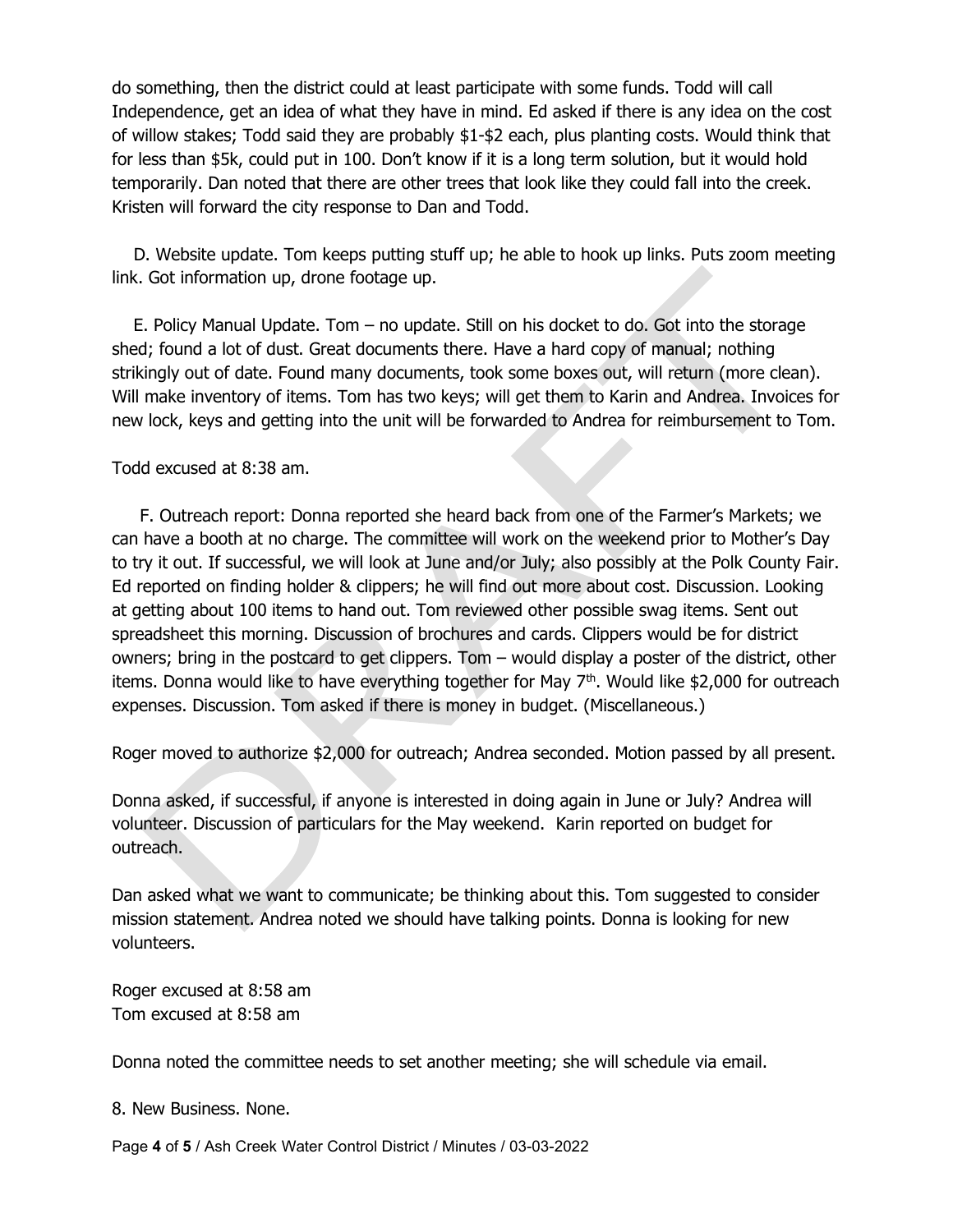do something, then the district could at least participate with some funds. Todd will call Independence, get an idea of what they have in mind. Ed asked if there is any idea on the cost of willow stakes; Todd said they are probably $1-$2 each, plus planting costs. Would think that for less than $5k, could put in 100. Don't know if it is a long term solution, but it would hold temporarily. Dan noted that there are other trees that look like they could fall into the creek. Kristen will forward the city response to Dan and Todd.

D. Website update. Tom keeps putting stuff up; he able to hook up links. Puts zoom meeting link. Got information up, drone footage up.

E. Policy Manual Update. Tom – no update. Still on his docket to do. Got into the storage shed; found a lot of dust. Great documents there. Have a hard copy of manual; nothing strikingly out of date. Found many documents, took some boxes out, will return (more clean). Will make inventory of items. Tom has two keys; will get them to Karin and Andrea. Invoices for new lock, keys and getting into the unit will be forwarded to Andrea for reimbursement to Tom.

Todd excused at 8:38 am.

F. Outreach report: Donna reported she heard back from one of the Farmer's Markets; we can have a booth at no charge. The committee will work on the weekend prior to Mother's Day to try it out. If successful, we will look at June and/or July; also possibly at the Polk County Fair. Ed reported on finding holder & clippers; he will find out more about cost. Discussion. Looking at getting about 100 items to hand out. Tom reviewed other possible swag items. Sent out spreadsheet this morning. Discussion of brochures and cards. Clippers would be for district owners; bring in the postcard to get clippers. Tom – would display a poster of the district, other items. Donna would like to have everything together for May 7th. Would like $2,000 for outreach expenses. Discussion. Tom asked if there is money in budget. (Miscellaneous.)

Roger moved to authorize $2,000 for outreach; Andrea seconded. Motion passed by all present.

Donna asked, if successful, if anyone is interested in doing again in June or July? Andrea will volunteer. Discussion of particulars for the May weekend. Karin reported on budget for outreach.

Dan asked what we want to communicate; be thinking about this. Tom suggested to consider mission statement. Andrea noted we should have talking points. Donna is looking for new volunteers.

Roger excused at 8:58 am
Tom excused at 8:58 am

Donna noted the committee needs to set another meeting; she will schedule via email.

8. New Business. None.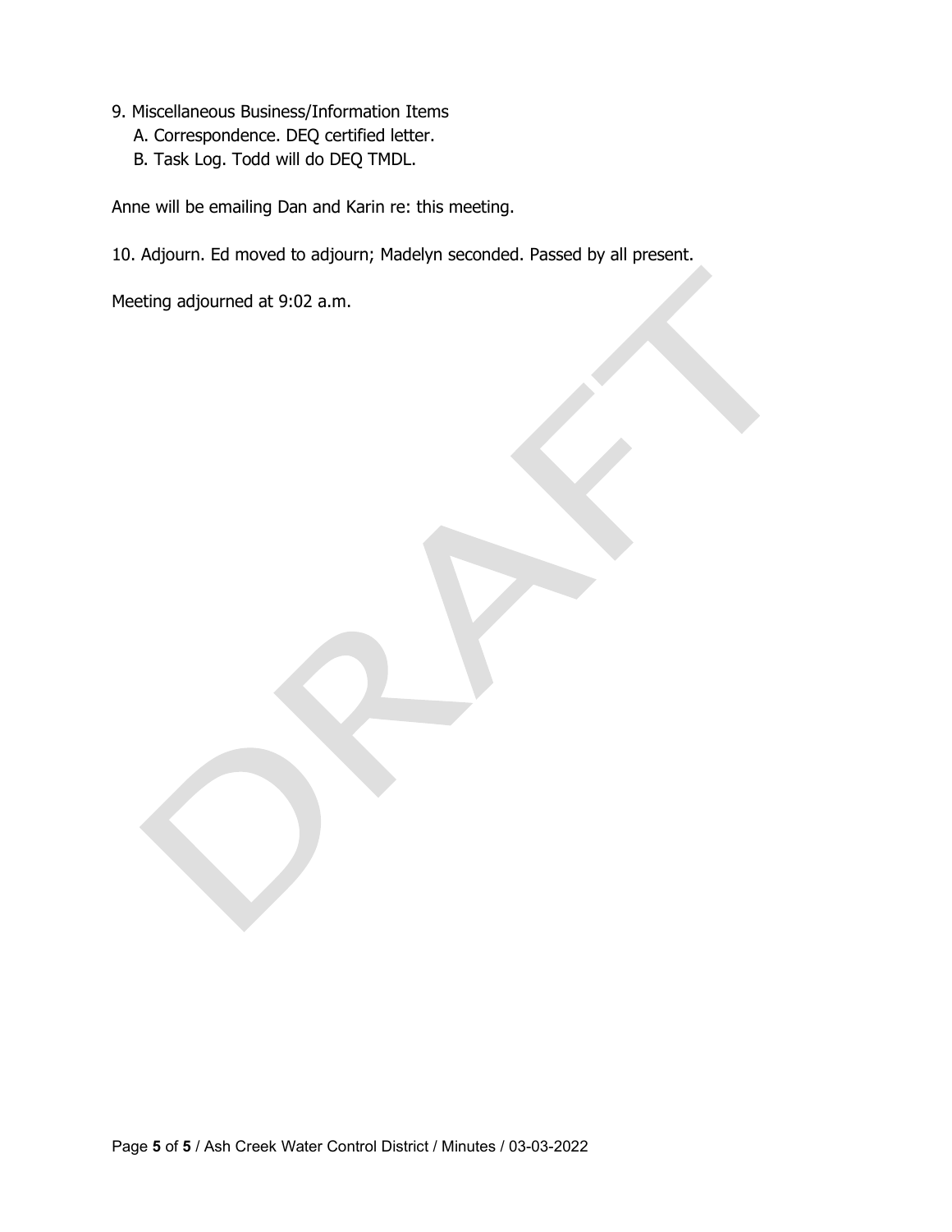9. Miscellaneous Business/Information Items
   A. Correspondence. DEQ certified letter.
   B. Task Log. Todd will do DEQ TMDL.

Anne will be emailing Dan and Karin re: this meeting.

10. Adjourn. Ed moved to adjourn; Madelyn seconded. Passed by all present.

Meeting adjourned at 9:02 a.m.